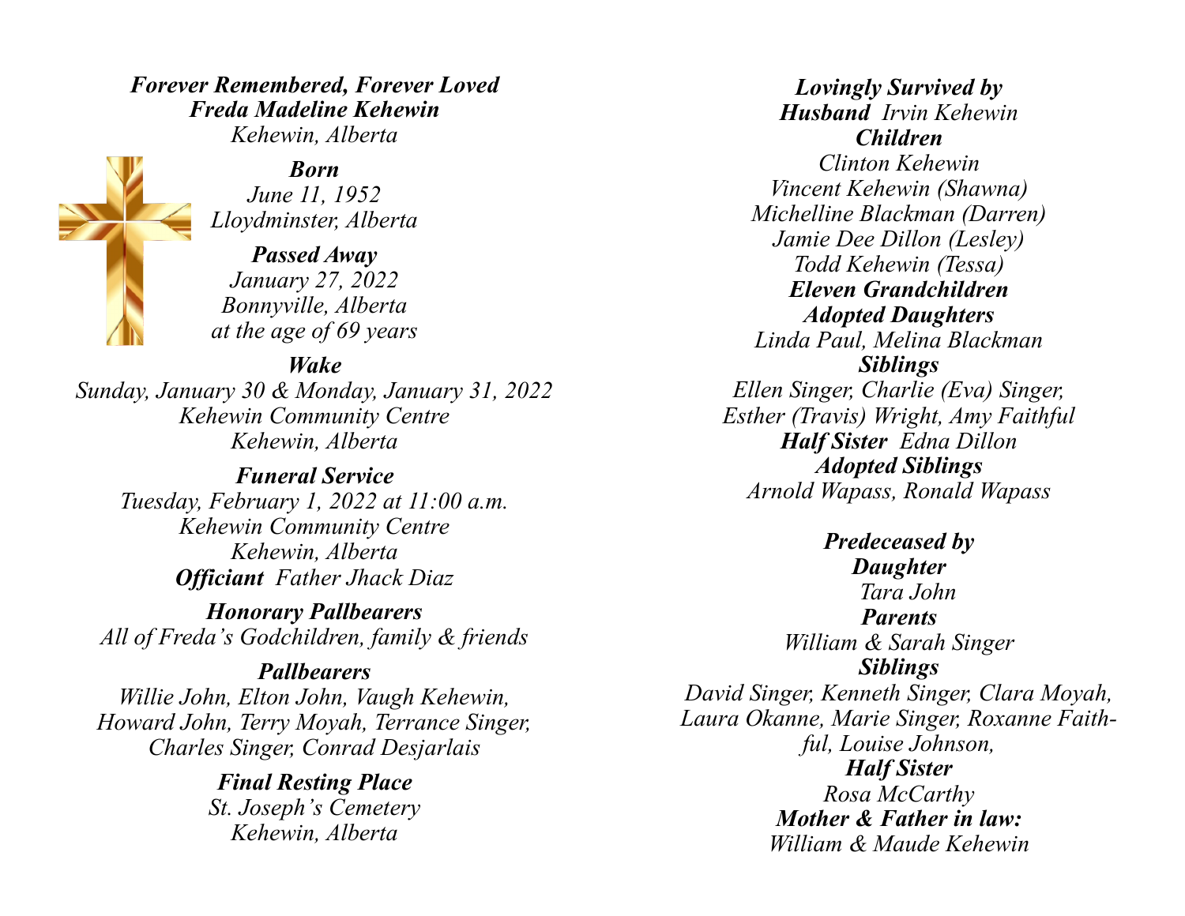***Forever Remembered, Forever Loved***
***Freda Madeline Kehewin***
*Kehewin, Alberta*

***Born***
*June 11, 1952*
*Lloydminster, Alberta*

***Passed Away***
*January 27, 2022*
*Bonnyville, Alberta*
*at the age of 69 years*

***Wake***
*Sunday, January 30 & Monday, January 31, 2022*
*Kehewin Community Centre*
*Kehewin, Alberta*

***Funeral Service***
*Tuesday, February 1, 2022 at 11:00 a.m.*
*Kehewin Community Centre*
*Kehewin, Alberta*
***Officiant*** *Father Jhack Diaz*

***Honorary Pallbearers***
*All of Freda's Godchildren, family & friends*

***Pallbearers***
*Willie John, Elton John, Vaugh Kehewin,*
*Howard John, Terry Moyah, Terrance Singer,*
*Charles Singer, Conrad Desjarlais*

***Final Resting Place***
*St. Joseph's Cemetery*
*Kehewin, Alberta*

***Lovingly Survived by***
***Husband*** *Irvin Kehewin*
***Children***
*Clinton Kehewin*
*Vincent Kehewin (Shawna)*
*Michelline Blackman (Darren)*
*Jamie Dee Dillon (Lesley)*
*Todd Kehewin (Tessa)*
***Eleven Grandchildren***
***Adopted Daughters***
*Linda Paul, Melina Blackman*
***Siblings***
*Ellen Singer, Charlie (Eva) Singer,*
*Esther (Travis) Wright, Amy Faithful*
***Half Sister*** *Edna Dillon*
***Adopted Siblings***
*Arnold Wapass, Ronald Wapass*

***Predeceased by***
***Daughter***
*Tara John*
***Parents***
*William & Sarah Singer*
***Siblings***
*David Singer, Kenneth Singer, Clara Moyah,*
*Laura Okanne, Marie Singer, Roxanne Faithful, Louise Johnson,*
***Half Sister***
*Rosa McCarthy*
***Mother & Father in law:***
*William & Maude Kehewin*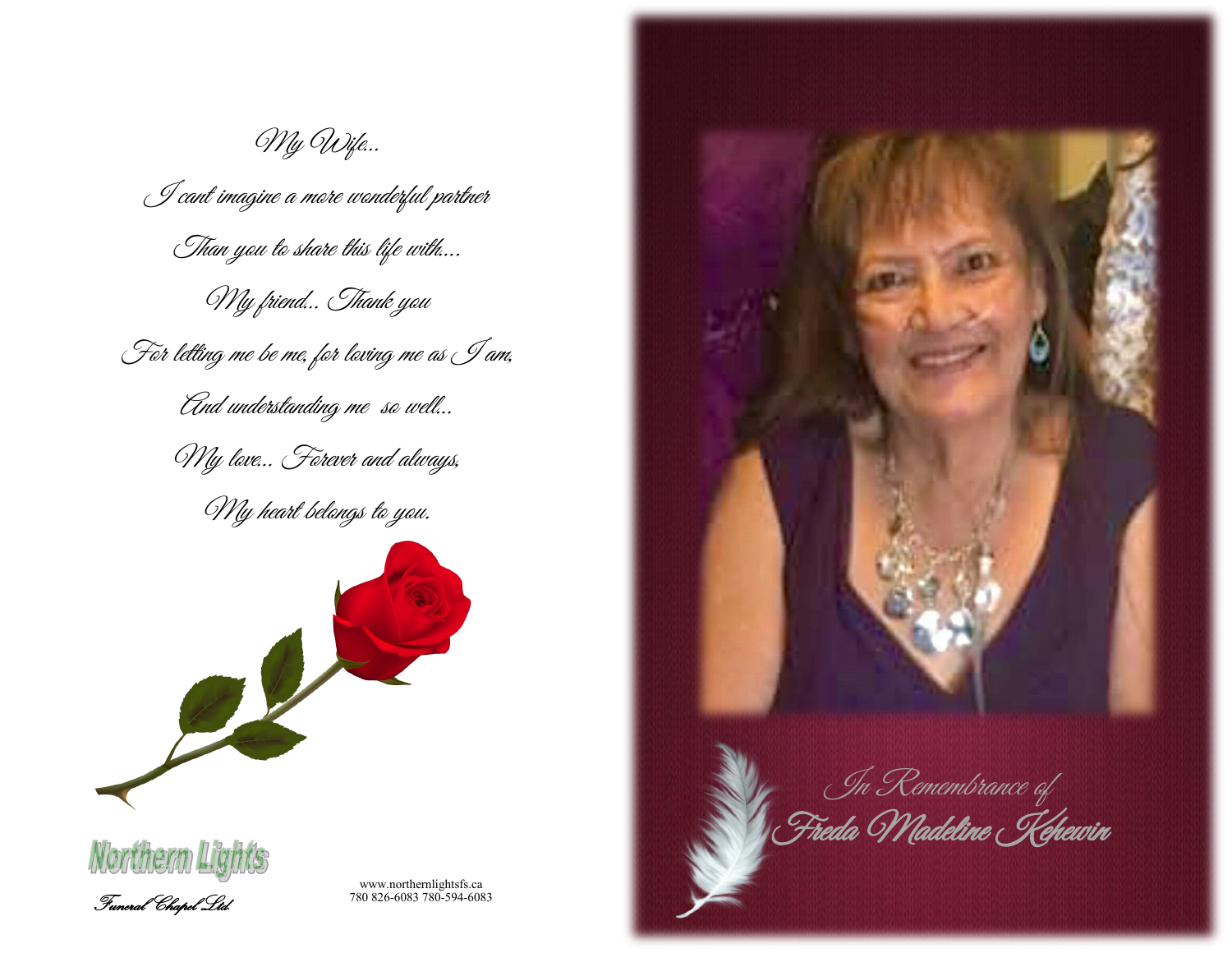*My Wife...*

*I cant imagine a more wonderful partner*

*Than you to share this life with....*

*My friend... Thank you*

*For letting me be me, for loving me as I am,*

*And understanding me so well...*

*My love... Forever and always,*

*My heart belongs to you.*

**Northern Lights**

*Funeral Chapel Ltd.*

www.northernlightsfs.ca
780 826-6083 780-594-6083

*In Remembrance of*

# *Freda Madeline Kehewin*